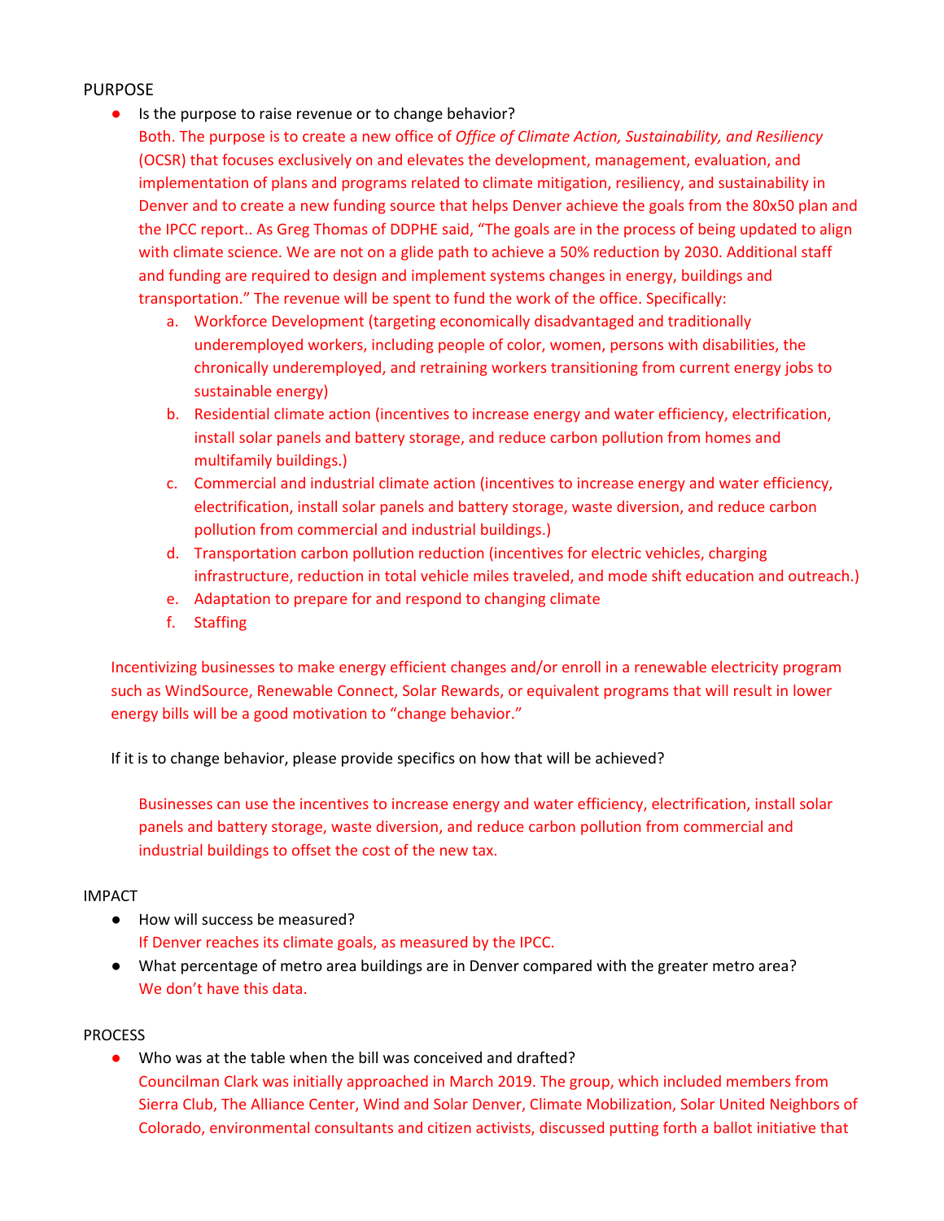PURPOSE

- Is the purpose to raise revenue or to change behavior?

  Both. The purpose is to create a new office of *Office of Climate Action, Sustainability, and Resiliency* (OCSR) that focuses exclusively on and elevates the development, management, evaluation, and implementation of plans and programs related to climate mitigation, resiliency, and sustainability in Denver and to create a new funding source that helps Denver achieve the goals from the 80x50 plan and the IPCC report.. As Greg Thomas of DDPHE said, "The goals are in the process of being updated to align with climate science. We are not on a glide path to achieve a 50% reduction by 2030. Additional staff and funding are required to design and implement systems changes in energy, buildings and transportation." The revenue will be spent to fund the work of the office. Specifically:

  a. Workforce Development (targeting economically disadvantaged and traditionally underemployed workers, including people of color, women, persons with disabilities, the chronically underemployed, and retraining workers transitioning from current energy jobs to sustainable energy)
  b. Residential climate action (incentives to increase energy and water efficiency, electrification, install solar panels and battery storage, and reduce carbon pollution from homes and multifamily buildings.)
  c. Commercial and industrial climate action (incentives to increase energy and water efficiency, electrification, install solar panels and battery storage, waste diversion, and reduce carbon pollution from commercial and industrial buildings.)
  d. Transportation carbon pollution reduction (incentives for electric vehicles, charging infrastructure, reduction in total vehicle miles traveled, and mode shift education and outreach.)
  e. Adaptation to prepare for and respond to changing climate
  f. Staffing

Incentivizing businesses to make energy efficient changes and/or enroll in a renewable electricity program such as WindSource, Renewable Connect, Solar Rewards, or equivalent programs that will result in lower energy bills will be a good motivation to "change behavior."

If it is to change behavior, please provide specifics on how that will be achieved?

Businesses can use the incentives to increase energy and water efficiency, electrification, install solar panels and battery storage, waste diversion, and reduce carbon pollution from commercial and industrial buildings to offset the cost of the new tax.

IMPACT

- How will success be measured?

  If Denver reaches its climate goals, as measured by the IPCC.

- What percentage of metro area buildings are in Denver compared with the greater metro area?

  We don't have this data.

PROCESS

- Who was at the table when the bill was conceived and drafted?

  Councilman Clark was initially approached in March 2019. The group, which included members from Sierra Club, The Alliance Center, Wind and Solar Denver, Climate Mobilization, Solar United Neighbors of Colorado, environmental consultants and citizen activists, discussed putting forth a ballot initiative that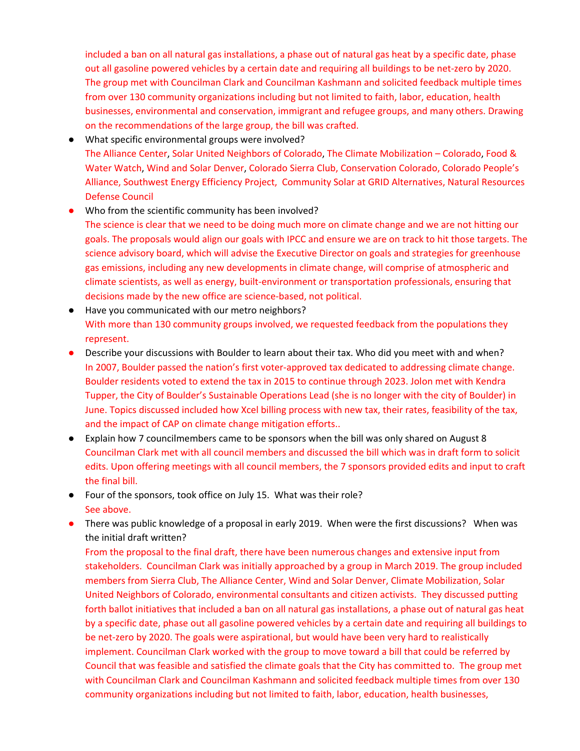included a ban on all natural gas installations, a phase out of natural gas heat by a specific date, phase out all gasoline powered vehicles by a certain date and requiring all buildings to be net-zero by 2020. The group met with Councilman Clark and Councilman Kashmann and solicited feedback multiple times from over 130 community organizations including but not limited to faith, labor, education, health businesses, environmental and conservation, immigrant and refugee groups, and many others. Drawing on the recommendations of the large group, the bill was crafted.

- What specific environmental groups were involved?
  The Alliance Center, Solar United Neighbors of Colorado, The Climate Mobilization – Colorado, Food & Water Watch, Wind and Solar Denver, Colorado Sierra Club, Conservation Colorado, Colorado People's Alliance, Southwest Energy Efficiency Project, Community Solar at GRID Alternatives, Natural Resources Defense Council
- Who from the scientific community has been involved?
  The science is clear that we need to be doing much more on climate change and we are not hitting our goals. The proposals would align our goals with IPCC and ensure we are on track to hit those targets. The science advisory board, which will advise the Executive Director on goals and strategies for greenhouse gas emissions, including any new developments in climate change, will comprise of atmospheric and climate scientists, as well as energy, built-environment or transportation professionals, ensuring that decisions made by the new office are science-based, not political.
- Have you communicated with our metro neighbors?
  With more than 130 community groups involved, we requested feedback from the populations they represent.
- Describe your discussions with Boulder to learn about their tax. Who did you meet with and when?
  In 2007, Boulder passed the nation's first voter-approved tax dedicated to addressing climate change. Boulder residents voted to extend the tax in 2015 to continue through 2023. Jolon met with Kendra Tupper, the City of Boulder's Sustainable Operations Lead (she is no longer with the city of Boulder) in June. Topics discussed included how Xcel billing process with new tax, their rates, feasibility of the tax, and the impact of CAP on climate change mitigation efforts..
- Explain how 7 councilmembers came to be sponsors when the bill was only shared on August 8
  Councilman Clark met with all council members and discussed the bill which was in draft form to solicit edits. Upon offering meetings with all council members, the 7 sponsors provided edits and input to craft the final bill.
- Four of the sponsors, took office on July 15. What was their role?
  See above.
- There was public knowledge of a proposal in early 2019. When were the first discussions? When was the initial draft written?
  From the proposal to the final draft, there have been numerous changes and extensive input from stakeholders. Councilman Clark was initially approached by a group in March 2019. The group included members from Sierra Club, The Alliance Center, Wind and Solar Denver, Climate Mobilization, Solar United Neighbors of Colorado, environmental consultants and citizen activists. They discussed putting forth ballot initiatives that included a ban on all natural gas installations, a phase out of natural gas heat by a specific date, phase out all gasoline powered vehicles by a certain date and requiring all buildings to be net-zero by 2020. The goals were aspirational, but would have been very hard to realistically implement. Councilman Clark worked with the group to move toward a bill that could be referred by Council that was feasible and satisfied the climate goals that the City has committed to. The group met with Councilman Clark and Councilman Kashmann and solicited feedback multiple times from over 130 community organizations including but not limited to faith, labor, education, health businesses,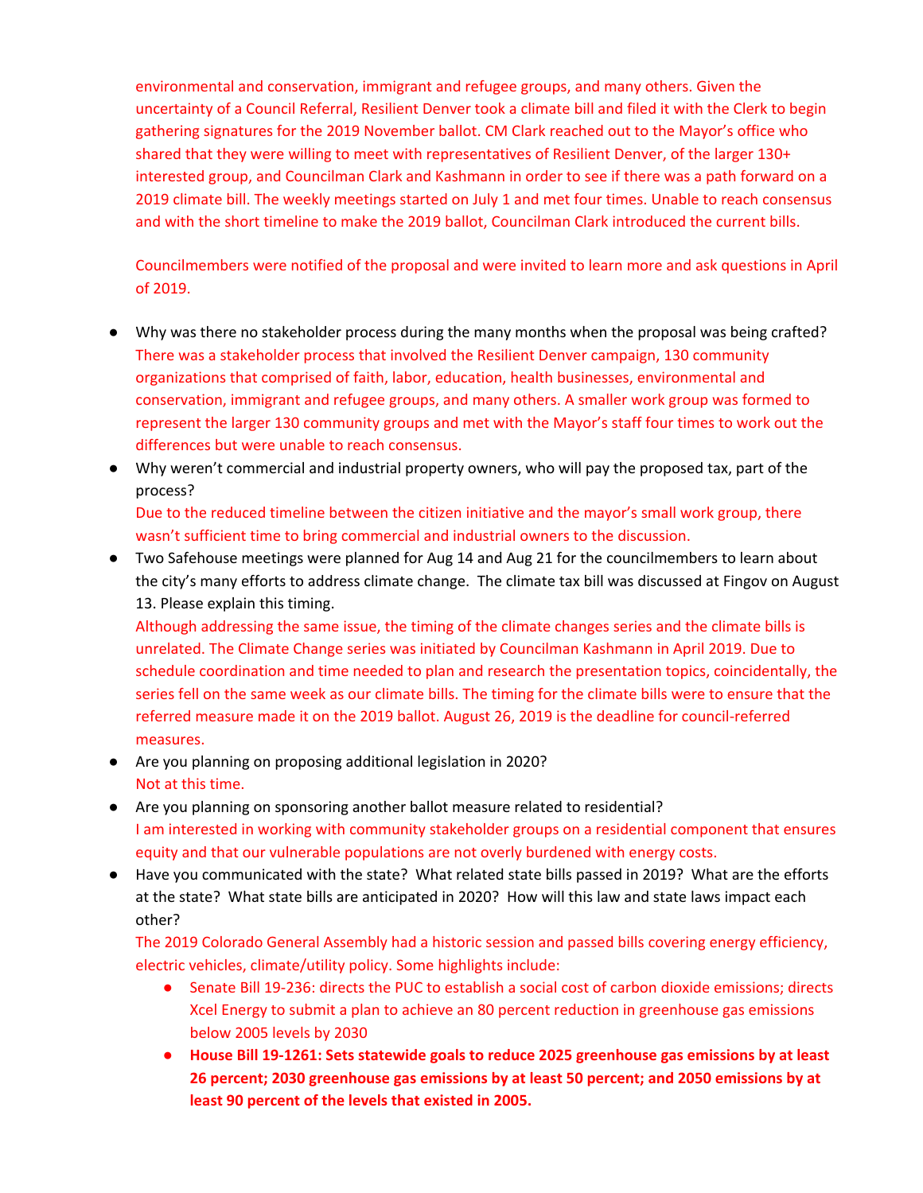environmental and conservation, immigrant and refugee groups, and many others. Given the uncertainty of a Council Referral, Resilient Denver took a climate bill and filed it with the Clerk to begin gathering signatures for the 2019 November ballot. CM Clark reached out to the Mayor's office who shared that they were willing to meet with representatives of Resilient Denver, of the larger 130+ interested group, and Councilman Clark and Kashmann in order to see if there was a path forward on a 2019 climate bill. The weekly meetings started on July 1 and met four times. Unable to reach consensus and with the short timeline to make the 2019 ballot, Councilman Clark introduced the current bills.

Councilmembers were notified of the proposal and were invited to learn more and ask questions in April of 2019.

- Why was there no stakeholder process during the many months when the proposal was being crafted?
  There was a stakeholder process that involved the Resilient Denver campaign, 130 community organizations that comprised of faith, labor, education, health businesses, environmental and conservation, immigrant and refugee groups, and many others. A smaller work group was formed to represent the larger 130 community groups and met with the Mayor's staff four times to work out the differences but were unable to reach consensus.
- Why weren't commercial and industrial property owners, who will pay the proposed tax, part of the process?
  Due to the reduced timeline between the citizen initiative and the mayor's small work group, there wasn't sufficient time to bring commercial and industrial owners to the discussion.
- Two Safehouse meetings were planned for Aug 14 and Aug 21 for the councilmembers to learn about the city's many efforts to address climate change. The climate tax bill was discussed at Fingov on August 13. Please explain this timing.
  Although addressing the same issue, the timing of the climate changes series and the climate bills is unrelated. The Climate Change series was initiated by Councilman Kashmann in April 2019. Due to schedule coordination and time needed to plan and research the presentation topics, coincidentally, the series fell on the same week as our climate bills. The timing for the climate bills were to ensure that the referred measure made it on the 2019 ballot. August 26, 2019 is the deadline for council-referred measures.
- Are you planning on proposing additional legislation in 2020?
  Not at this time.
- Are you planning on sponsoring another ballot measure related to residential?
  I am interested in working with community stakeholder groups on a residential component that ensures equity and that our vulnerable populations are not overly burdened with energy costs.
- Have you communicated with the state? What related state bills passed in 2019? What are the efforts at the state? What state bills are anticipated in 2020? How will this law and state laws impact each other?
  The 2019 Colorado General Assembly had a historic session and passed bills covering energy efficiency, electric vehicles, climate/utility policy. Some highlights include:
  - Senate Bill 19-236: directs the PUC to establish a social cost of carbon dioxide emissions; directs Xcel Energy to submit a plan to achieve an 80 percent reduction in greenhouse gas emissions below 2005 levels by 2030
  - **House Bill 19-1261: Sets statewide goals to reduce 2025 greenhouse gas emissions by at least 26 percent; 2030 greenhouse gas emissions by at least 50 percent; and 2050 emissions by at least 90 percent of the levels that existed in 2005.**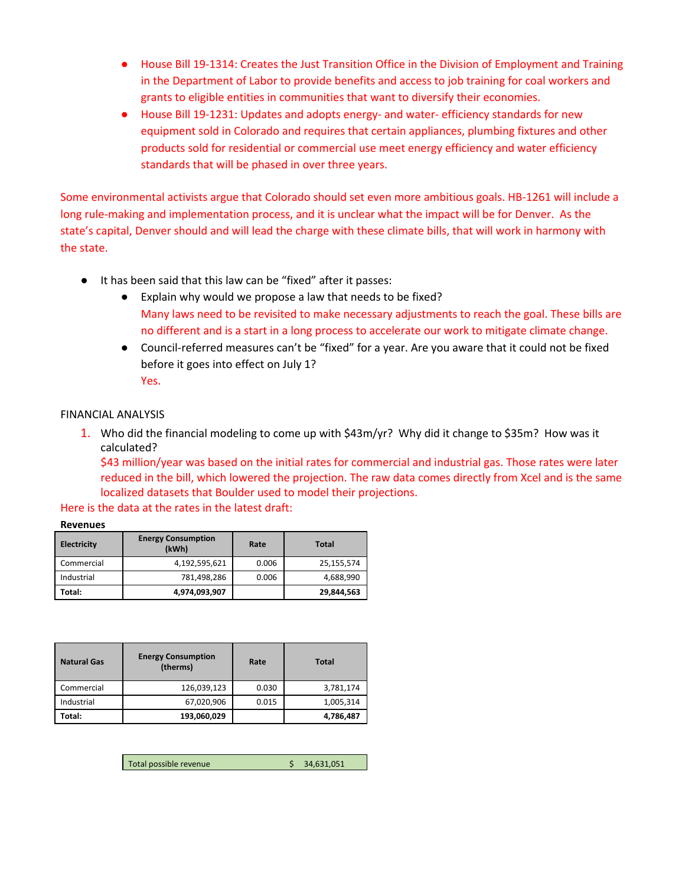- House Bill 19-1314: Creates the Just Transition Office in the Division of Employment and Training in the Department of Labor to provide benefits and access to job training for coal workers and grants to eligible entities in communities that want to diversify their economies.
- House Bill 19-1231: Updates and adopts energy- and water- efficiency standards for new equipment sold in Colorado and requires that certain appliances, plumbing fixtures and other products sold for residential or commercial use meet energy efficiency and water efficiency standards that will be phased in over three years.

Some environmental activists argue that Colorado should set even more ambitious goals. HB-1261 will include a long rule-making and implementation process, and it is unclear what the impact will be for Denver. As the state's capital, Denver should and will lead the charge with these climate bills, that will work in harmony with the state.

- It has been said that this law can be "fixed" after it passes:
  - Explain why would we propose a law that needs to be fixed?
    Many laws need to be revisited to make necessary adjustments to reach the goal. These bills are no different and is a start in a long process to accelerate our work to mitigate climate change.
  - Council-referred measures can't be "fixed" for a year. Are you aware that it could not be fixed before it goes into effect on July 1?
    Yes.

FINANCIAL ANALYSIS

1. Who did the financial modeling to come up with $43m/yr? Why did it change to $35m? How was it calculated?
   $43 million/year was based on the initial rates for commercial and industrial gas. Those rates were later reduced in the bill, which lowered the projection. The raw data comes directly from Xcel and is the same localized datasets that Boulder used to model their projections.

Here is the data at the rates in the latest draft:

**Revenues**

| Electricity | Energy Consumption (kWh) | Rate | Total |
|---|---|---|---|
| Commercial | 4,192,595,621 | 0.006 | 25,155,574 |
| Industrial | 781,498,286 | 0.006 | 4,688,990 |
| **Total:** | **4,974,093,907** | | **29,844,563** |

| Natural Gas | Energy Consumption (therms) | Rate | Total |
|---|---|---|---|
| Commercial | 126,039,123 | 0.030 | 3,781,174 |
| Industrial | 67,020,906 | 0.015 | 1,005,314 |
| **Total:** | **193,060,029** | | **4,786,487** |

| Total possible revenue | $ 34,631,051 |
|---|---|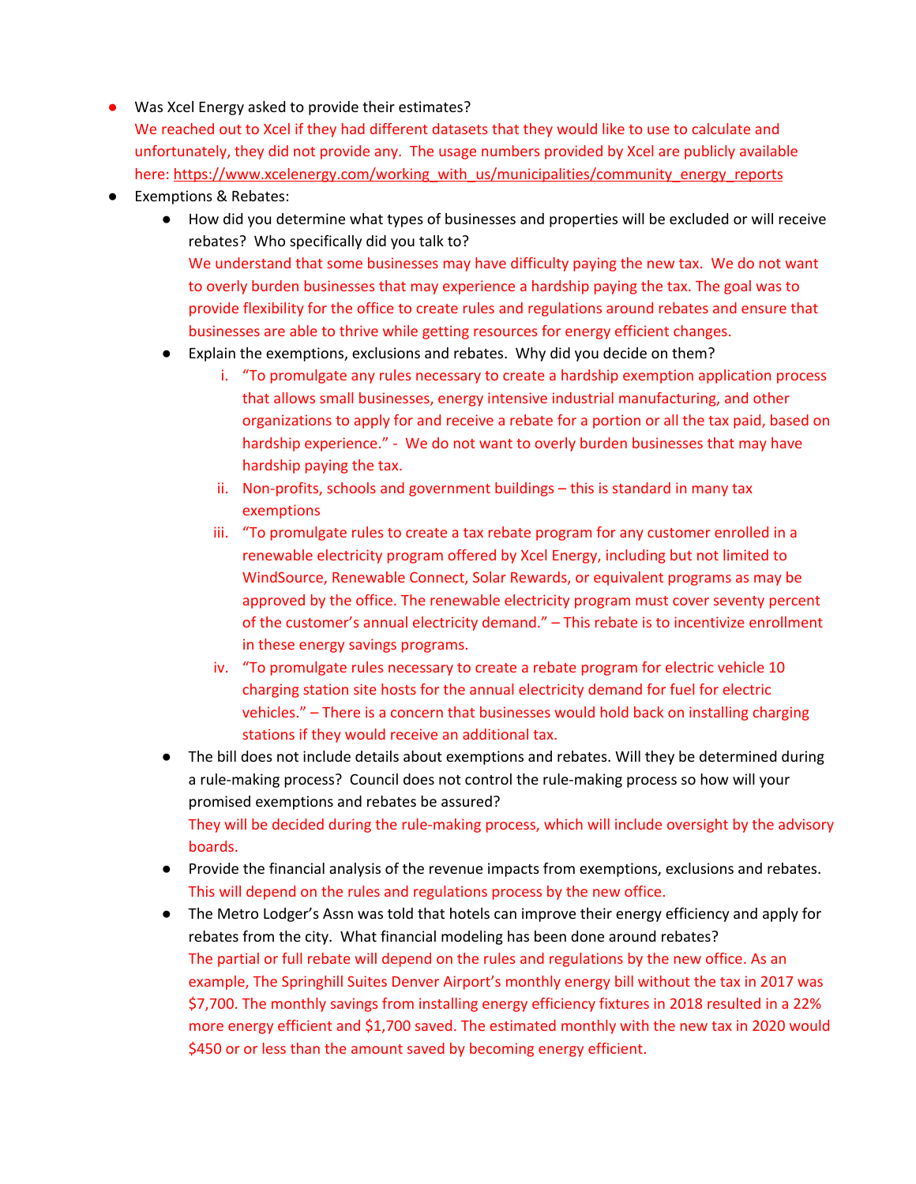- Was Xcel Energy asked to provide their estimates?
  We reached out to Xcel if they had different datasets that they would like to use to calculate and unfortunately, they did not provide any. The usage numbers provided by Xcel are publicly available here: https://www.xcelenergy.com/working_with_us/municipalities/community_energy_reports
- Exemptions & Rebates:
  - How did you determine what types of businesses and properties will be excluded or will receive rebates? Who specifically did you talk to?
    We understand that some businesses may have difficulty paying the new tax. We do not want to overly burden businesses that may experience a hardship paying the tax. The goal was to provide flexibility for the office to create rules and regulations around rebates and ensure that businesses are able to thrive while getting resources for energy efficient changes.
  - Explain the exemptions, exclusions and rebates. Why did you decide on them?
    i. "To promulgate any rules necessary to create a hardship exemption application process that allows small businesses, energy intensive industrial manufacturing, and other organizations to apply for and receive a rebate for a portion or all the tax paid, based on hardship experience." - We do not want to overly burden businesses that may have hardship paying the tax.
    ii. Non-profits, schools and government buildings – this is standard in many tax exemptions
    iii. "To promulgate rules to create a tax rebate program for any customer enrolled in a renewable electricity program offered by Xcel Energy, including but not limited to WindSource, Renewable Connect, Solar Rewards, or equivalent programs as may be approved by the office. The renewable electricity program must cover seventy percent of the customer's annual electricity demand." – This rebate is to incentivize enrollment in these energy savings programs.
    iv. "To promulgate rules necessary to create a rebate program for electric vehicle 10 charging station site hosts for the annual electricity demand for fuel for electric vehicles." – There is a concern that businesses would hold back on installing charging stations if they would receive an additional tax.
  - The bill does not include details about exemptions and rebates. Will they be determined during a rule-making process? Council does not control the rule-making process so how will your promised exemptions and rebates be assured?
    They will be decided during the rule-making process, which will include oversight by the advisory boards.
  - Provide the financial analysis of the revenue impacts from exemptions, exclusions and rebates.
    This will depend on the rules and regulations process by the new office.
  - The Metro Lodger's Assn was told that hotels can improve their energy efficiency and apply for rebates from the city. What financial modeling has been done around rebates?
    The partial or full rebate will depend on the rules and regulations by the new office. As an example, The Springhill Suites Denver Airport's monthly energy bill without the tax in 2017 was $7,700. The monthly savings from installing energy efficiency fixtures in 2018 resulted in a 22% more energy efficient and $1,700 saved. The estimated monthly with the new tax in 2020 would $450 or or less than the amount saved by becoming energy efficient.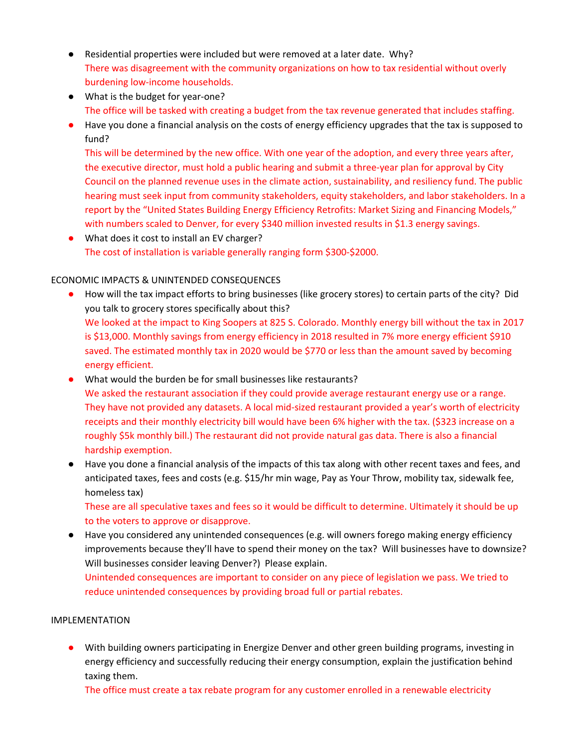- Residential properties were included but were removed at a later date. Why?
  There was disagreement with the community organizations on how to tax residential without overly burdening low-income households.
- What is the budget for year-one?
  The office will be tasked with creating a budget from the tax revenue generated that includes staffing.
- Have you done a financial analysis on the costs of energy efficiency upgrades that the tax is supposed to fund?
  This will be determined by the new office. With one year of the adoption, and every three years after, the executive director, must hold a public hearing and submit a three-year plan for approval by City Council on the planned revenue uses in the climate action, sustainability, and resiliency fund. The public hearing must seek input from community stakeholders, equity stakeholders, and labor stakeholders. In a report by the "United States Building Energy Efficiency Retrofits: Market Sizing and Financing Models," with numbers scaled to Denver, for every $340 million invested results in $1.3 energy savings.
- What does it cost to install an EV charger?
  The cost of installation is variable generally ranging form $300-$2000.

ECONOMIC IMPACTS & UNINTENDED CONSEQUENCES

- How will the tax impact efforts to bring businesses (like grocery stores) to certain parts of the city? Did you talk to grocery stores specifically about this?
  We looked at the impact to King Soopers at 825 S. Colorado. Monthly energy bill without the tax in 2017 is $13,000. Monthly savings from energy efficiency in 2018 resulted in 7% more energy efficient $910 saved. The estimated monthly tax in 2020 would be $770 or less than the amount saved by becoming energy efficient.
- What would the burden be for small businesses like restaurants?
  We asked the restaurant association if they could provide average restaurant energy use or a range. They have not provided any datasets. A local mid-sized restaurant provided a year's worth of electricity receipts and their monthly electricity bill would have been 6% higher with the tax. ($323 increase on a roughly $5k monthly bill.) The restaurant did not provide natural gas data. There is also a financial hardship exemption.
- Have you done a financial analysis of the impacts of this tax along with other recent taxes and fees, and anticipated taxes, fees and costs (e.g. $15/hr min wage, Pay as Your Throw, mobility tax, sidewalk fee, homeless tax)
  These are all speculative taxes and fees so it would be difficult to determine. Ultimately it should be up to the voters to approve or disapprove.
- Have you considered any unintended consequences (e.g. will owners forego making energy efficiency improvements because they'll have to spend their money on the tax? Will businesses have to downsize? Will businesses consider leaving Denver?) Please explain.
  Unintended consequences are important to consider on any piece of legislation we pass. We tried to reduce unintended consequences by providing broad full or partial rebates.

IMPLEMENTATION

- With building owners participating in Energize Denver and other green building programs, investing in energy efficiency and successfully reducing their energy consumption, explain the justification behind taxing them.
  The office must create a tax rebate program for any customer enrolled in a renewable electricity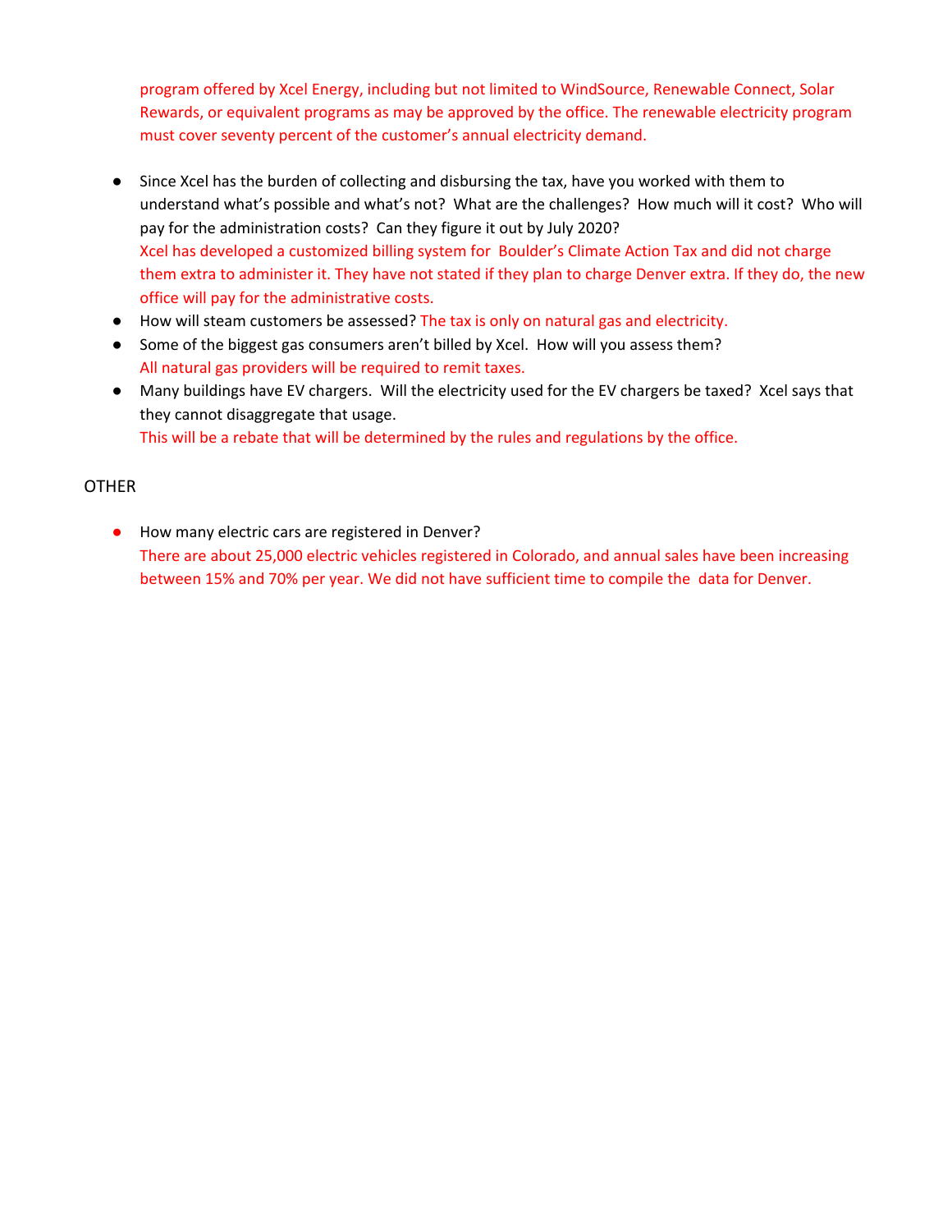program offered by Xcel Energy, including but not limited to WindSource, Renewable Connect, Solar Rewards, or equivalent programs as may be approved by the office. The renewable electricity program must cover seventy percent of the customer's annual electricity demand.

- Since Xcel has the burden of collecting and disbursing the tax, have you worked with them to understand what's possible and what's not? What are the challenges? How much will it cost? Who will pay for the administration costs? Can they figure it out by July 2020?
  Xcel has developed a customized billing system for Boulder's Climate Action Tax and did not charge them extra to administer it. They have not stated if they plan to charge Denver extra. If they do, the new office will pay for the administrative costs.
- How will steam customers be assessed? The tax is only on natural gas and electricity.
- Some of the biggest gas consumers aren't billed by Xcel. How will you assess them?
  All natural gas providers will be required to remit taxes.
- Many buildings have EV chargers. Will the electricity used for the EV chargers be taxed? Xcel says that they cannot disaggregate that usage.
  This will be a rebate that will be determined by the rules and regulations by the office.

OTHER

- How many electric cars are registered in Denver?
  There are about 25,000 electric vehicles registered in Colorado, and annual sales have been increasing between 15% and 70% per year. We did not have sufficient time to compile the data for Denver.